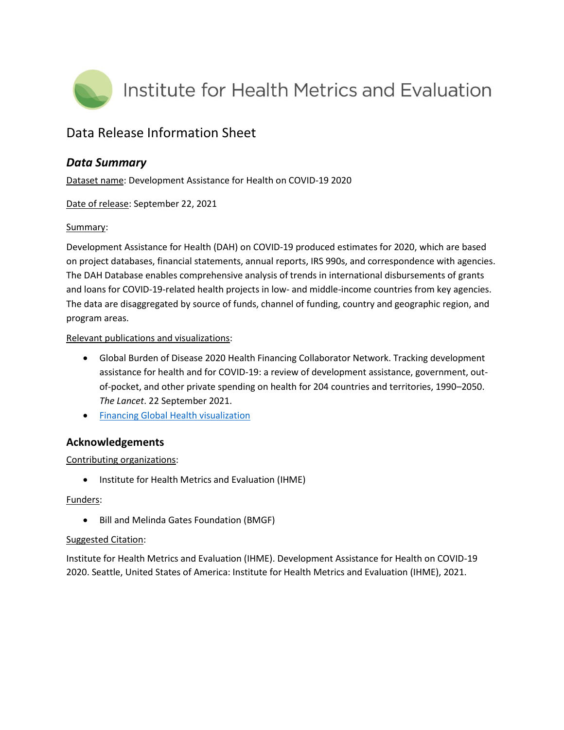# Institute for Health Metrics and Evaluation

## Data Release Information Sheet

### *Data Summary*

Dataset name: Development Assistance for Health on COVID-19 2020

Date of release: September 22, 2021

Summary:

Development Assistance for Health (DAH) on COVID-19 produced estimates for 2020, which are based on project databases, financial statements, annual reports, IRS 990s, and correspondence with agencies. The DAH Database enables comprehensive analysis of trends in international disbursements of grants and loans for COVID-19-related health projects in low- and middle-income countries from key agencies. The data are disaggregated by source of funds, channel of funding, country and geographic region, and program areas.

Relevant publications and visualizations:

- Global Burden of Disease 2020 Health Financing Collaborator Network. Tracking development assistance for health and for COVID-19: a review of development assistance, government, out-of-pocket, and other private spending on health for 204 countries and territories, 1990–2050. *The Lancet*. 22 September 2021.
- Financing Global Health visualization

### Acknowledgements

Contributing organizations:

- Institute for Health Metrics and Evaluation (IHME)

Funders:

- Bill and Melinda Gates Foundation (BMGF)

Suggested Citation:

Institute for Health Metrics and Evaluation (IHME). Development Assistance for Health on COVID-19 2020. Seattle, United States of America: Institute for Health Metrics and Evaluation (IHME), 2021.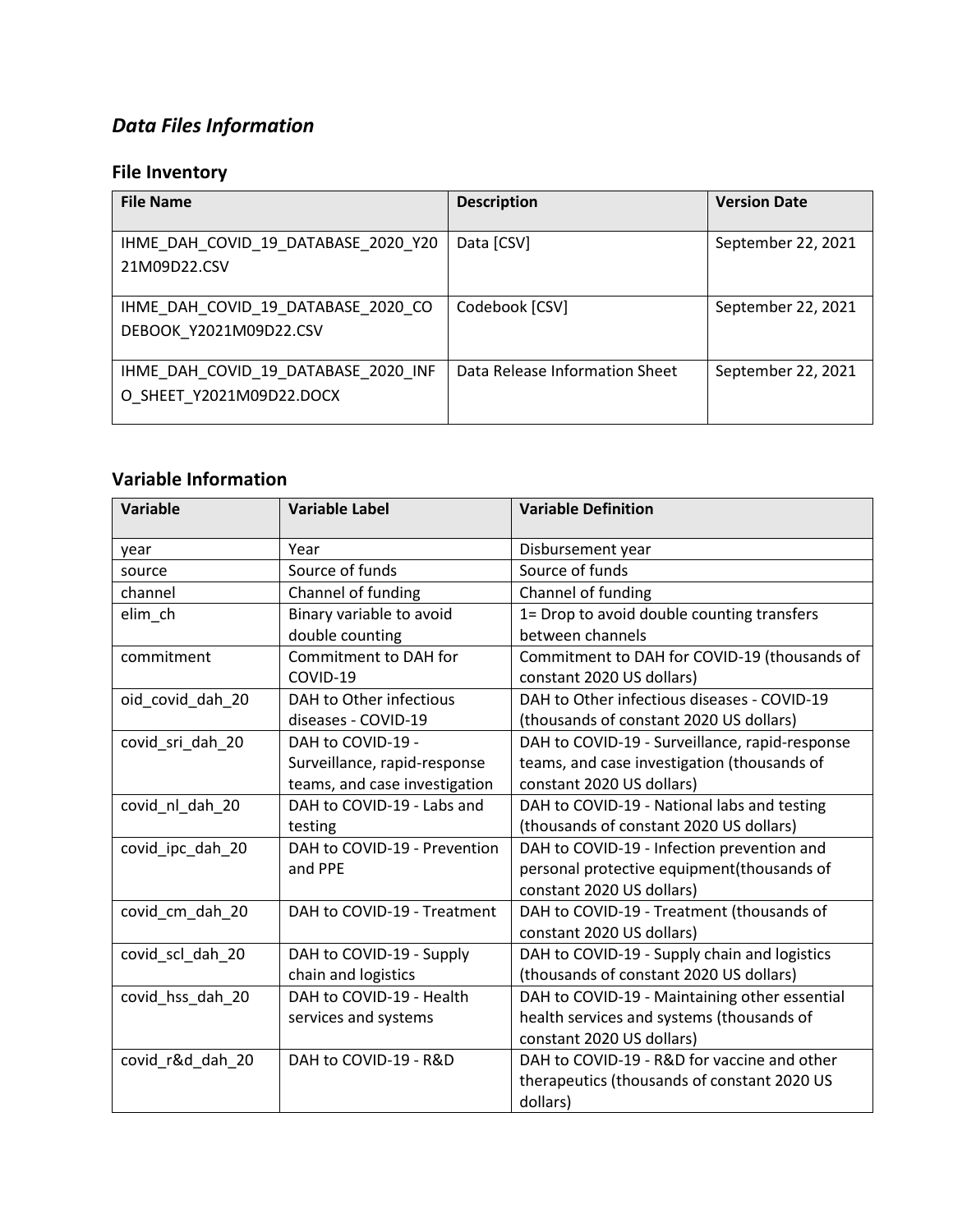## *Data Files Information*

### File Inventory

| File Name | Description | Version Date |
|---|---|---|
| IHME_DAH_COVID_19_DATABASE_2020_Y2021M09D22.CSV | Data [CSV] | September 22, 2021 |
| IHME_DAH_COVID_19_DATABASE_2020_CODEBOOK_Y2021M09D22.CSV | Codebook [CSV] | September 22, 2021 |
| IHME_DAH_COVID_19_DATABASE_2020_INFO_SHEET_Y2021M09D22.DOCX | Data Release Information Sheet | September 22, 2021 |

### Variable Information

| Variable | Variable Label | Variable Definition |
|---|---|---|
| year | Year | Disbursement year |
| source | Source of funds | Source of funds |
| channel | Channel of funding | Channel of funding |
| elim_ch | Binary variable to avoid double counting | 1= Drop to avoid double counting transfers between channels |
| commitment | Commitment to DAH for COVID-19 | Commitment to DAH for COVID-19 (thousands of constant 2020 US dollars) |
| oid_covid_dah_20 | DAH to Other infectious diseases - COVID-19 | DAH to Other infectious diseases - COVID-19 (thousands of constant 2020 US dollars) |
| covid_sri_dah_20 | DAH to COVID-19 - Surveillance, rapid-response teams, and case investigation | DAH to COVID-19 - Surveillance, rapid-response teams, and case investigation (thousands of constant 2020 US dollars) |
| covid_nl_dah_20 | DAH to COVID-19 - Labs and testing | DAH to COVID-19 - National labs and testing (thousands of constant 2020 US dollars) |
| covid_ipc_dah_20 | DAH to COVID-19 - Prevention and PPE | DAH to COVID-19 - Infection prevention and personal protective equipment(thousands of constant 2020 US dollars) |
| covid_cm_dah_20 | DAH to COVID-19 - Treatment | DAH to COVID-19 - Treatment (thousands of constant 2020 US dollars) |
| covid_scl_dah_20 | DAH to COVID-19 - Supply chain and logistics | DAH to COVID-19 - Supply chain and logistics (thousands of constant 2020 US dollars) |
| covid_hss_dah_20 | DAH to COVID-19 - Health services and systems | DAH to COVID-19 - Maintaining other essential health services and systems (thousands of constant 2020 US dollars) |
| covid_r&d_dah_20 | DAH to COVID-19 - R&D | DAH to COVID-19 - R&D for vaccine and other therapeutics (thousands of constant 2020 US dollars) |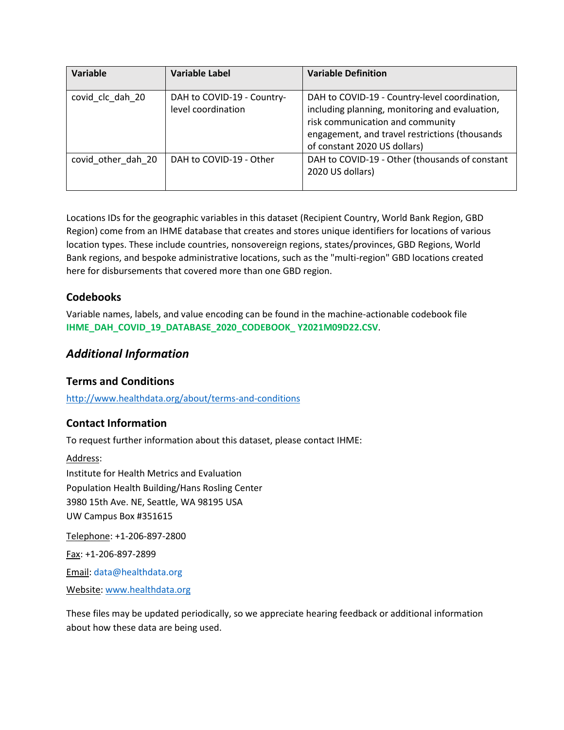| Variable | Variable Label | Variable Definition |
|---|---|---|
| covid_clc_dah_20 | DAH to COVID-19 - Country-level coordination | DAH to COVID-19 - Country-level coordination, including planning, monitoring and evaluation, risk communication and community engagement, and travel restrictions (thousands of constant 2020 US dollars) |
| covid_other_dah_20 | DAH to COVID-19 - Other | DAH to COVID-19 - Other (thousands of constant 2020 US dollars) |

Locations IDs for the geographic variables in this dataset (Recipient Country, World Bank Region, GBD Region) come from an IHME database that creates and stores unique identifiers for locations of various location types. These include countries, nonsovereign regions, states/provinces, GBD Regions, World Bank regions, and bespoke administrative locations, such as the "multi-region" GBD locations created here for disbursements that covered more than one GBD region.

### Codebooks

Variable names, labels, and value encoding can be found in the machine-actionable codebook file **IHME_DAH_COVID_19_DATABASE_2020_CODEBOOK_ Y2021M09D22.CSV**.

## *Additional Information*

### Terms and Conditions

http://www.healthdata.org/about/terms-and-conditions

### Contact Information

To request further information about this dataset, please contact IHME:

Address:
Institute for Health Metrics and Evaluation
Population Health Building/Hans Rosling Center
3980 15th Ave. NE, Seattle, WA 98195 USA
UW Campus Box #351615

Telephone: +1-206-897-2800

Fax: +1-206-897-2899

Email: data@healthdata.org

Website: www.healthdata.org

These files may be updated periodically, so we appreciate hearing feedback or additional information about how these data are being used.